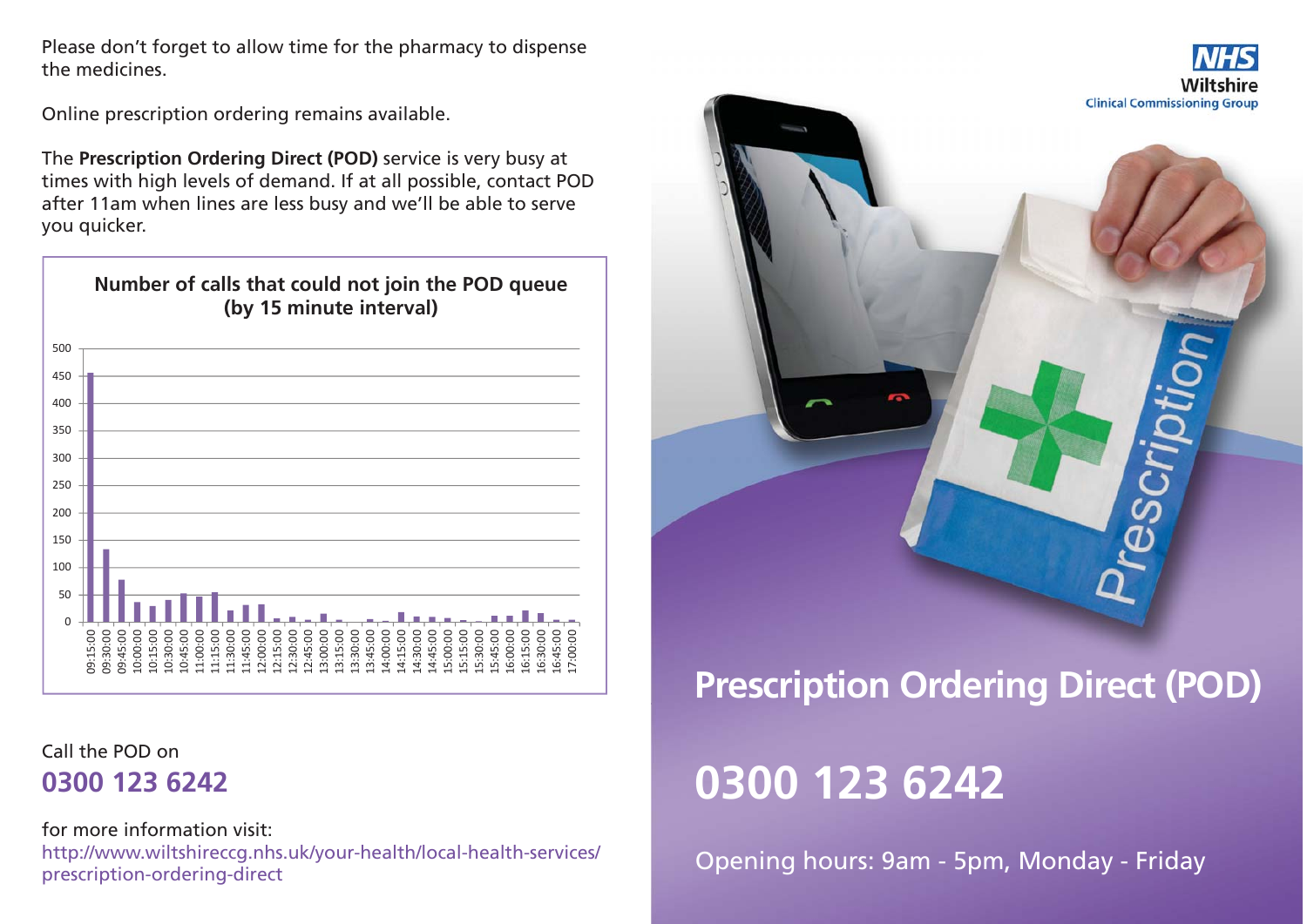Please don't forget to allow time for the pharmacy to dispense the medicines.

Online prescription ordering remains available.

The **Prescription Ordering Direct (POD)** service is very busy at times with high levels of demand. If at all possible, contact POD after 11am when lines are less busy and we'll be able to serve you quicker.

**Number of calls that could not join the POD queue (by 15 minute interval)**

Call the POD on

**0300 123 6242**

for more information visit:

http://www.wiltshireccg.nhs.uk/your-health/local-health-services/prescription-ordering-direct

NHS Wiltshire Clinical Commissioning Group

# Prescription Ordering Direct (POD)

# 0300 123 6242

Opening hours: 9am - 5pm, Monday - Friday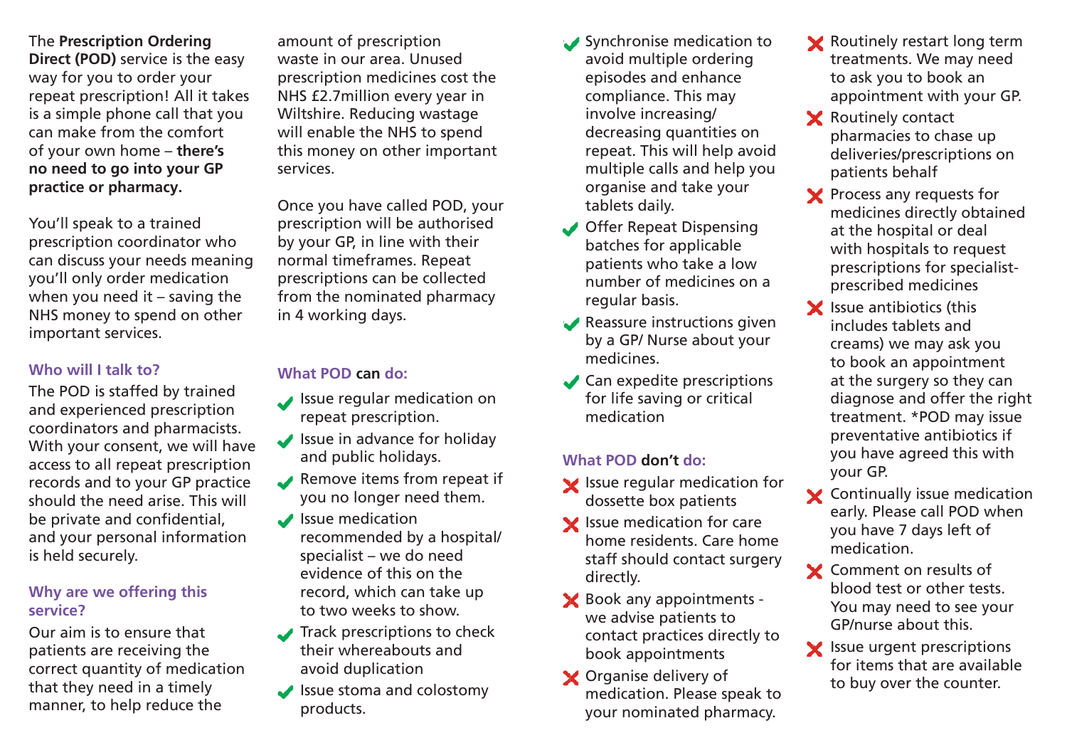The **Prescription Ordering Direct (POD)** service is the easy way for you to order your repeat prescription! All it takes is a simple phone call that you can make from the comfort of your own home – **there's no need to go into your GP practice or pharmacy.**

You'll speak to a trained prescription coordinator who can discuss your needs meaning you'll only order medication when you need it – saving the NHS money to spend on other important services.

### Who will I talk to?

The POD is staffed by trained and experienced prescription coordinators and pharmacists. With your consent, we will have access to all repeat prescription records and to your GP practice should the need arise. This will be private and confidential, and your personal information is held securely.

### Why are we offering this service?

Our aim is to ensure that patients are receiving the correct quantity of medication that they need in a timely manner, to help reduce the amount of prescription waste in our area. Unused prescription medicines cost the NHS £2.7million every year in Wiltshire. Reducing wastage will enable the NHS to spend this money on other important services.

Once you have called POD, your prescription will be authorised by your GP, in line with their normal timeframes. Repeat prescriptions can be collected from the nominated pharmacy in 4 working days.

### What POD **can** do:

- ✔ Issue regular medication on repeat prescription.
- ✔ Issue in advance for holiday and public holidays.
- ✔ Remove items from repeat if you no longer need them.
- ✔ Issue medication recommended by a hospital/ specialist – we do need evidence of this on the record, which can take up to two weeks to show.
- ✔ Track prescriptions to check their whereabouts and avoid duplication
- ✔ Issue stoma and colostomy products.
- ✔ Synchronise medication to avoid multiple ordering episodes and enhance compliance. This may involve increasing/ decreasing quantities on repeat. This will help avoid multiple calls and help you organise and take your tablets daily.
- ✔ Offer Repeat Dispensing batches for applicable patients who take a low number of medicines on a regular basis.
- ✔ Reassure instructions given by a GP/ Nurse about your medicines.
- ✔ Can expedite prescriptions for life saving or critical medication

### What POD **don't** do:

- ✘ Issue regular medication for dossette box patients
- ✘ Issue medication for care home residents. Care home staff should contact surgery directly.
- ✘ Book any appointments - we advise patients to contact practices directly to book appointments
- ✘ Organise delivery of medication. Please speak to your nominated pharmacy.
- ✘ Routinely restart long term treatments. We may need to ask you to book an appointment with your GP.
- ✘ Routinely contact pharmacies to chase up deliveries/prescriptions on patients behalf
- ✘ Process any requests for medicines directly obtained at the hospital or deal with hospitals to request prescriptions for specialist-prescribed medicines
- ✘ Issue antibiotics (this includes tablets and creams) we may ask you to book an appointment at the surgery so they can diagnose and offer the right treatment. *POD may issue preventative antibiotics if you have agreed this with your GP.
- ✘ Continually issue medication early. Please call POD when you have 7 days left of medication.
- ✘ Comment on results of blood test or other tests. You may need to see your GP/nurse about this.
- ✘ Issue urgent prescriptions for items that are available to buy over the counter.